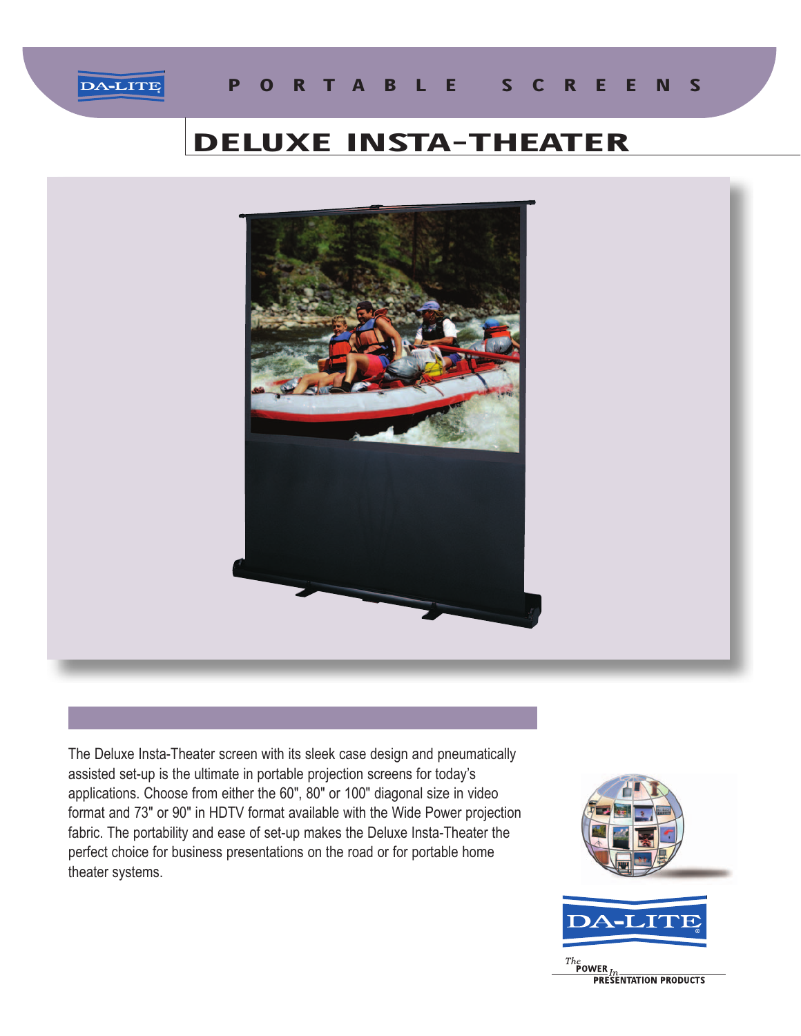PORTABLE SCREENS

# DELUXE INSTA-THEATER

The Deluxe Insta-Theater screen with its sleek case design and pneumatically assisted set-up is the ultimate in portable projection screens for today's applications. Choose from either the 60", 80" or 100" diagonal size in video format and 73" or 90" in HDTV format available with the Wide Power projection fabric. The portability and ease of set-up makes the Deluxe Insta-Theater the perfect choice for business presentations on the road or for portable home theater systems.

DA-LITE

*The* POWER *In* PRESENTATION PRODUCTS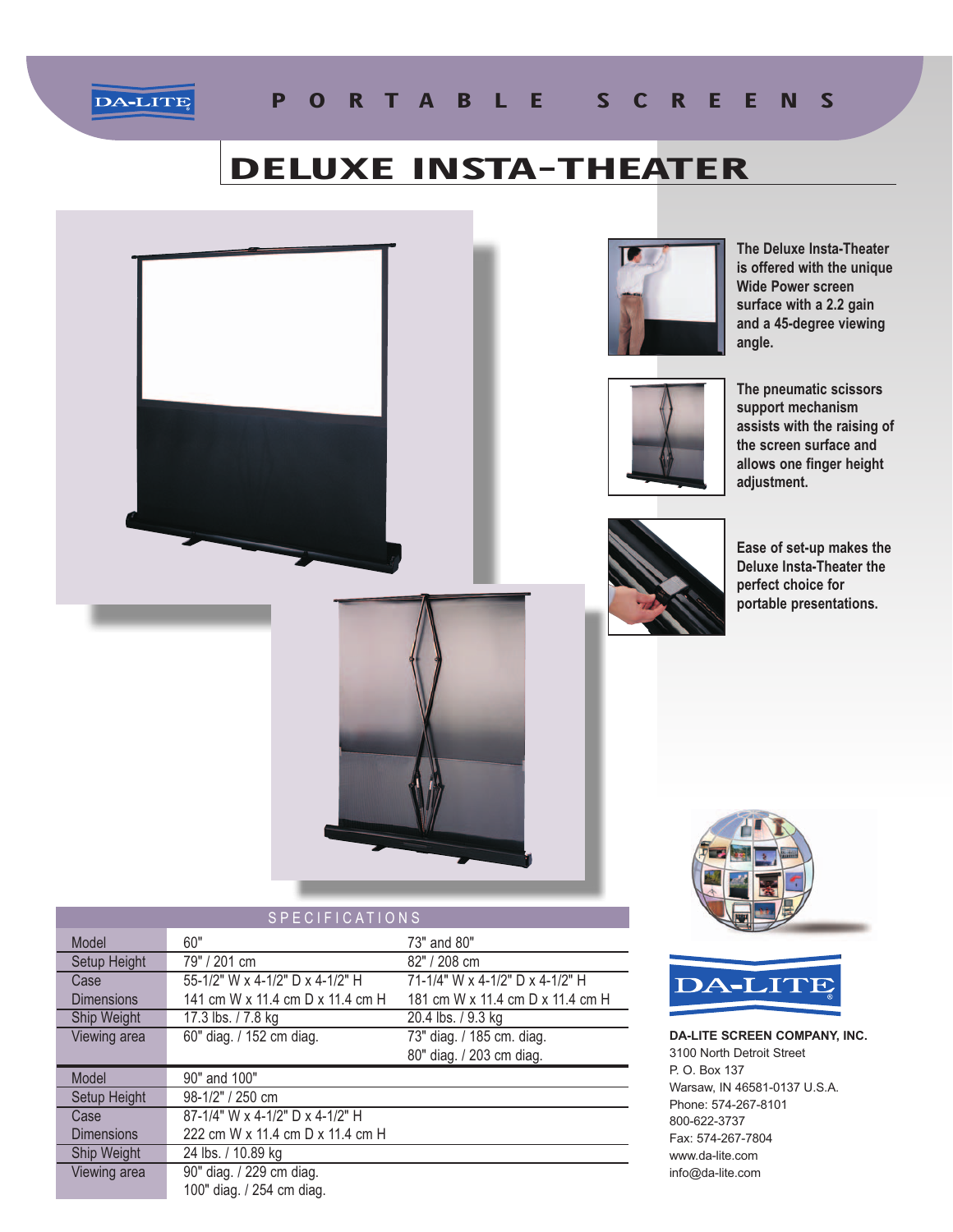DA-LITE

PORTABLE SCREENS

# DELUXE INSTA-THEATER

**The Deluxe Insta-Theater is offered with the unique Wide Power screen surface with a 2.2 gain and a 45-degree viewing angle.**

**The pneumatic scissors support mechanism assists with the raising of the screen surface and allows one finger height adjustment.**

**Ease of set-up makes the Deluxe Insta-Theater the perfect choice for portable presentations.**

## SPECIFICATIONS

| | | |
|---|---|---|
| Model | 60" | 73" and 80" |
| Setup Height | 79" / 201 cm | 82" / 208 cm |
| Case Dimensions | 55-1/2" W x 4-1/2" D x 4-1/2" H<br>141 cm W x 11.4 cm D x 11.4 cm H | 71-1/4" W x 4-1/2" D x 4-1/2" H<br>181 cm W x 11.4 cm D x 11.4 cm H |
| Ship Weight | 17.3 lbs. / 7.8 kg | 20.4 lbs. / 9.3 kg |
| Viewing area | 60" diag. / 152 cm diag. | 73" diag. / 185 cm. diag.<br>80" diag. / 203 cm diag. |
| Model | 90" and 100" | |
| Setup Height | 98-1/2" / 250 cm | |
| Case Dimensions | 87-1/4" W x 4-1/2" D x 4-1/2" H<br>222 cm W x 11.4 cm D x 11.4 cm H | |
| Ship Weight | 24 lbs. / 10.89 kg | |
| Viewing area | 90" diag. / 229 cm diag.<br>100" diag. / 254 cm diag. | |

DA-LITE

**DA-LITE SCREEN COMPANY, INC.**
3100 North Detroit Street
P. O. Box 137
Warsaw, IN 46581-0137 U.S.A.
Phone: 574-267-8101
800-622-3737
Fax: 574-267-7804
www.da-lite.com
info@da-lite.com